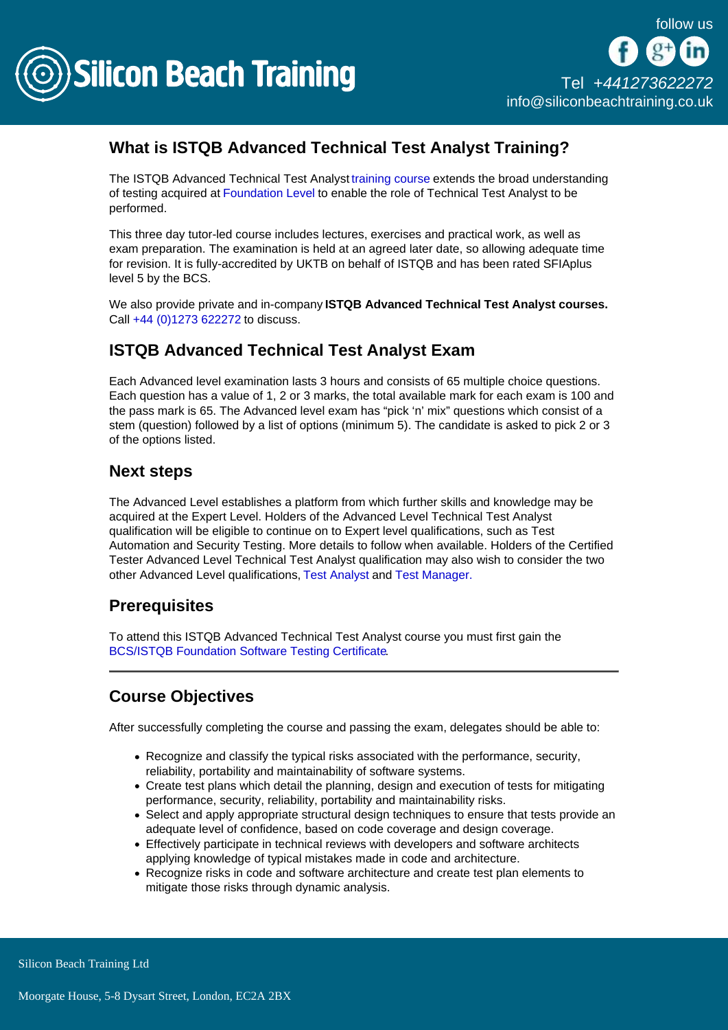# What is ISTQB Advanced Technical Test Analyst Training?

The ISTQB Advanced Technical Test Analyst training course extends the broad understanding of testing acquired at Foundation Level to enable the role of Technical Test Analyst to be performed.

This three day tutor-led course includes lectures, exercises and practical work, as well as exam preparation. The examination is held at an agreed later date, so allowing adequate time for revision. It is fully-accredited by UKTB on behalf of ISTQB and has been rated SFIAplus level 5 by the BCS.

We also provide private and in-company **ISTQB Advanced Technical Test Analyst courses.** Call +44 (0)1273 622272 to discuss.

## ISTQB Advanced Technical Test Analyst Exam

Each Advanced level examination lasts 3 hours and consists of 65 multiple choice questions. Each question has a value of 1, 2 or 3 marks, the total available mark for each exam is 100 and the pass mark is 65. The Advanced level exam has "pick 'n' mix" questions which consist of a stem (question) followed by a list of options (minimum 5). The candidate is asked to pick 2 or 3 of the options listed.

## Next steps

The Advanced Level establishes a platform from which further skills and knowledge may be acquired at the Expert Level. Holders of the Advanced Level Technical Test Analyst qualification will be eligible to continue on to Expert level qualifications, such as Test Automation and Security Testing. More details to follow when available. Holders of the Certified Tester Advanced Level Technical Test Analyst qualification may also wish to consider the two other Advanced Level qualifications, Test Analyst and Test Manager.

## Prerequisites

To attend this ISTQB Advanced Technical Test Analyst course you must first gain the BCS/ISTQB Foundation Software Testing Certificate.

---

## Course Objectives

After successfully completing the course and passing the exam, delegates should be able to:

- Recognize and classify the typical risks associated with the performance, security, reliability, portability and maintainability of software systems.
- Create test plans which detail the planning, design and execution of tests for mitigating performance, security, reliability, portability and maintainability risks.
- Select and apply appropriate structural design techniques to ensure that tests provide an adequate level of confidence, based on code coverage and design coverage.
- Effectively participate in technical reviews with developers and software architects applying knowledge of typical mistakes made in code and architecture.
- Recognize risks in code and software architecture and create test plan elements to mitigate those risks through dynamic analysis.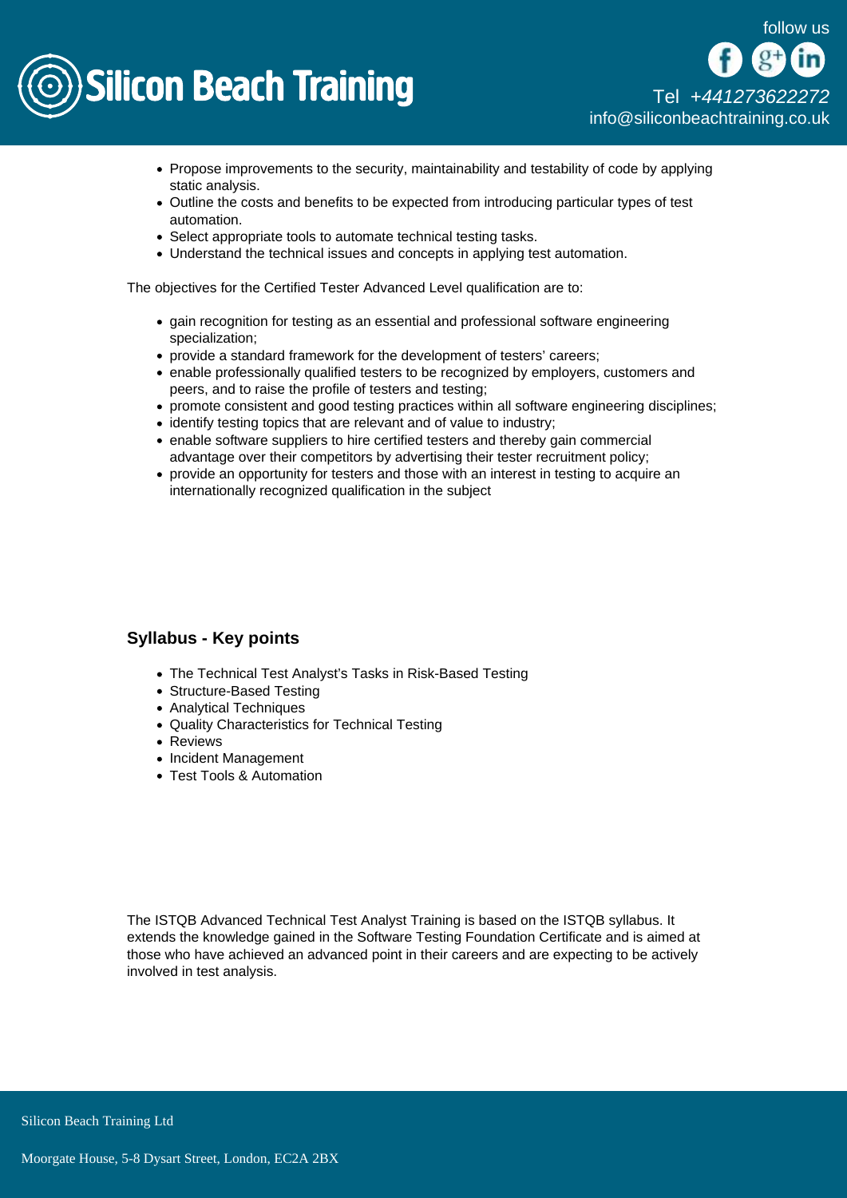- Propose improvements to the security, maintainability and testability of code by applying static analysis.
- Outline the costs and benefits to be expected from introducing particular types of test automation.
- Select appropriate tools to automate technical testing tasks.
- Understand the technical issues and concepts in applying test automation.

The objectives for the Certified Tester Advanced Level qualification are to:

- gain recognition for testing as an essential and professional software engineering specialization;
- provide a standard framework for the development of testers' careers;
- enable professionally qualified testers to be recognized by employers, customers and peers, and to raise the profile of testers and testing;
- promote consistent and good testing practices within all software engineering disciplines;
- identify testing topics that are relevant and of value to industry;
- enable software suppliers to hire certified testers and thereby gain commercial advantage over their competitors by advertising their tester recruitment policy;
- provide an opportunity for testers and those with an interest in testing to acquire an internationally recognized qualification in the subject

## Syllabus - Key points

- The Technical Test Analyst's Tasks in Risk-Based Testing
- Structure-Based Testing
- Analytical Techniques
- Quality Characteristics for Technical Testing
- Reviews
- Incident Management
- Test Tools & Automation

The ISTQB Advanced Technical Test Analyst Training is based on the ISTQB syllabus. It extends the knowledge gained in the Software Testing Foundation Certificate and is aimed at those who have achieved an advanced point in their careers and are expecting to be actively involved in test analysis.